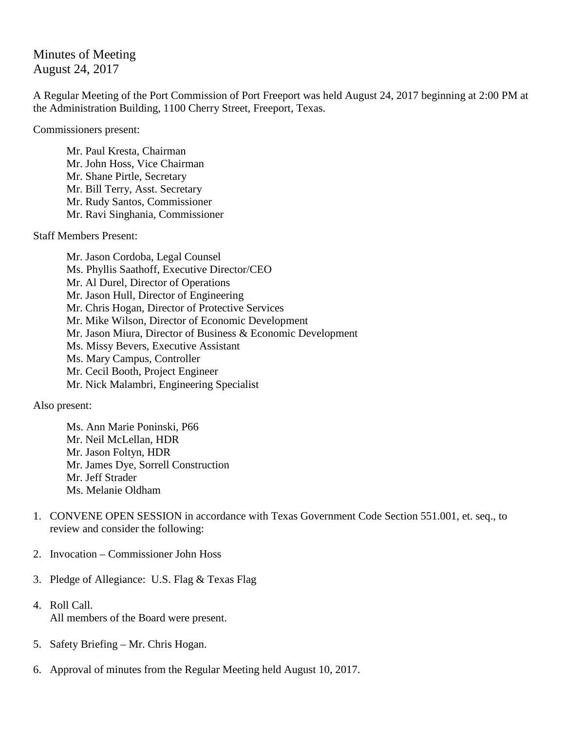# Minutes of Meeting
August 24, 2017

A Regular Meeting of the Port Commission of Port Freeport was held August 24, 2017 beginning at 2:00 PM at the Administration Building, 1100 Cherry Street, Freeport, Texas.

Commissioners present:

- Mr. Paul Kresta, Chairman
- Mr. John Hoss, Vice Chairman
- Mr. Shane Pirtle, Secretary
- Mr. Bill Terry, Asst. Secretary
- Mr. Rudy Santos, Commissioner
- Mr. Ravi Singhania, Commissioner

Staff Members Present:

- Mr. Jason Cordoba, Legal Counsel
- Ms. Phyllis Saathoff, Executive Director/CEO
- Mr. Al Durel, Director of Operations
- Mr. Jason Hull, Director of Engineering
- Mr. Chris Hogan, Director of Protective Services
- Mr. Mike Wilson, Director of Economic Development
- Mr. Jason Miura, Director of Business & Economic Development
- Ms. Missy Bevers, Executive Assistant
- Ms. Mary Campus, Controller
- Mr. Cecil Booth, Project Engineer
- Mr. Nick Malambri, Engineering Specialist

Also present:

- Ms. Ann Marie Poninski, P66
- Mr. Neil McLellan, HDR
- Mr. Jason Foltyn, HDR
- Mr. James Dye, Sorrell Construction
- Mr. Jeff Strader
- Ms. Melanie Oldham

1. CONVENE OPEN SESSION in accordance with Texas Government Code Section 551.001, et. seq., to review and consider the following:

2. Invocation – Commissioner John Hoss

3. Pledge of Allegiance: U.S. Flag & Texas Flag

4. Roll Call.
   All members of the Board were present.

5. Safety Briefing – Mr. Chris Hogan.

6. Approval of minutes from the Regular Meeting held August 10, 2017.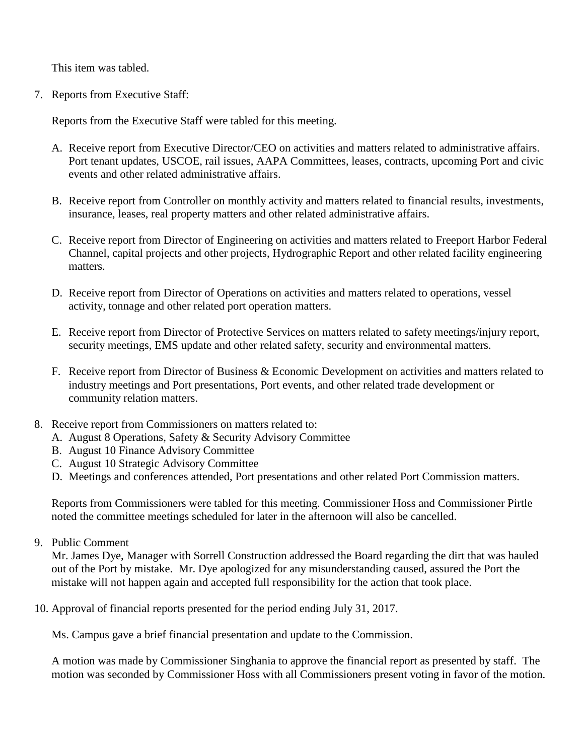This item was tabled.

7. Reports from Executive Staff:

   Reports from the Executive Staff were tabled for this meeting.

   A. Receive report from Executive Director/CEO on activities and matters related to administrative affairs. Port tenant updates, USCOE, rail issues, AAPA Committees, leases, contracts, upcoming Port and civic events and other related administrative affairs.

   B. Receive report from Controller on monthly activity and matters related to financial results, investments, insurance, leases, real property matters and other related administrative affairs.

   C. Receive report from Director of Engineering on activities and matters related to Freeport Harbor Federal Channel, capital projects and other projects, Hydrographic Report and other related facility engineering matters.

   D. Receive report from Director of Operations on activities and matters related to operations, vessel activity, tonnage and other related port operation matters.

   E. Receive report from Director of Protective Services on matters related to safety meetings/injury report, security meetings, EMS update and other related safety, security and environmental matters.

   F. Receive report from Director of Business & Economic Development on activities and matters related to industry meetings and Port presentations, Port events, and other related trade development or community relation matters.

8. Receive report from Commissioners on matters related to:
   A. August 8 Operations, Safety & Security Advisory Committee
   B. August 10 Finance Advisory Committee
   C. August 10 Strategic Advisory Committee
   D. Meetings and conferences attended, Port presentations and other related Port Commission matters.

   Reports from Commissioners were tabled for this meeting. Commissioner Hoss and Commissioner Pirtle noted the committee meetings scheduled for later in the afternoon will also be cancelled.

9. Public Comment
   Mr. James Dye, Manager with Sorrell Construction addressed the Board regarding the dirt that was hauled out of the Port by mistake. Mr. Dye apologized for any misunderstanding caused, assured the Port the mistake will not happen again and accepted full responsibility for the action that took place.

10. Approval of financial reports presented for the period ending July 31, 2017.

    Ms. Campus gave a brief financial presentation and update to the Commission.

    A motion was made by Commissioner Singhania to approve the financial report as presented by staff. The motion was seconded by Commissioner Hoss with all Commissioners present voting in favor of the motion.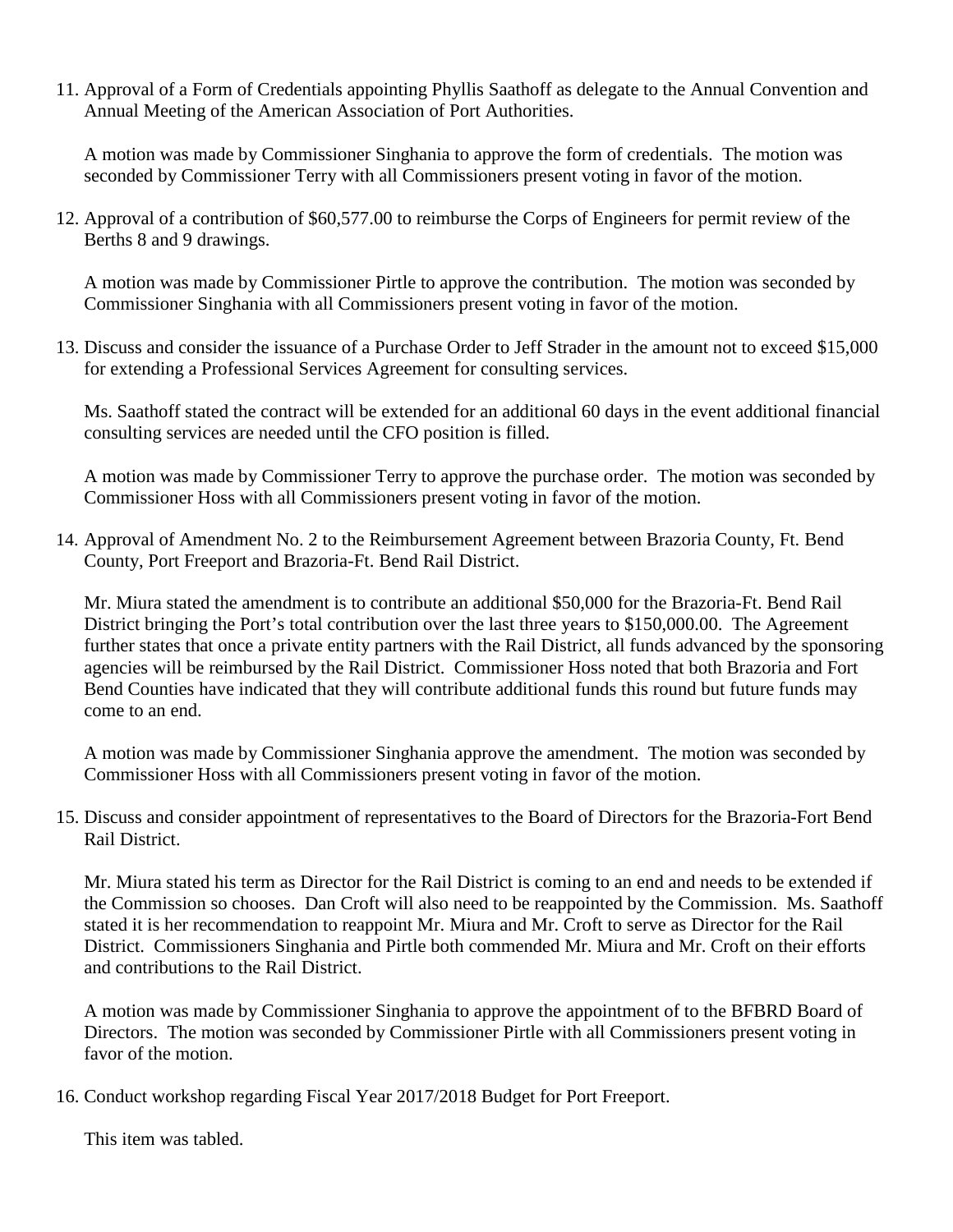11. Approval of a Form of Credentials appointing Phyllis Saathoff as delegate to the Annual Convention and Annual Meeting of the American Association of Port Authorities.

    A motion was made by Commissioner Singhania to approve the form of credentials. The motion was seconded by Commissioner Terry with all Commissioners present voting in favor of the motion.

12. Approval of a contribution of $60,577.00 to reimburse the Corps of Engineers for permit review of the Berths 8 and 9 drawings.

    A motion was made by Commissioner Pirtle to approve the contribution. The motion was seconded by Commissioner Singhania with all Commissioners present voting in favor of the motion.

13. Discuss and consider the issuance of a Purchase Order to Jeff Strader in the amount not to exceed $15,000 for extending a Professional Services Agreement for consulting services.

    Ms. Saathoff stated the contract will be extended for an additional 60 days in the event additional financial consulting services are needed until the CFO position is filled.

    A motion was made by Commissioner Terry to approve the purchase order. The motion was seconded by Commissioner Hoss with all Commissioners present voting in favor of the motion.

14. Approval of Amendment No. 2 to the Reimbursement Agreement between Brazoria County, Ft. Bend County, Port Freeport and Brazoria-Ft. Bend Rail District.

    Mr. Miura stated the amendment is to contribute an additional $50,000 for the Brazoria-Ft. Bend Rail District bringing the Port's total contribution over the last three years to $150,000.00. The Agreement further states that once a private entity partners with the Rail District, all funds advanced by the sponsoring agencies will be reimbursed by the Rail District. Commissioner Hoss noted that both Brazoria and Fort Bend Counties have indicated that they will contribute additional funds this round but future funds may come to an end.

    A motion was made by Commissioner Singhania approve the amendment. The motion was seconded by Commissioner Hoss with all Commissioners present voting in favor of the motion.

15. Discuss and consider appointment of representatives to the Board of Directors for the Brazoria-Fort Bend Rail District.

    Mr. Miura stated his term as Director for the Rail District is coming to an end and needs to be extended if the Commission so chooses. Dan Croft will also need to be reappointed by the Commission. Ms. Saathoff stated it is her recommendation to reappoint Mr. Miura and Mr. Croft to serve as Director for the Rail District. Commissioners Singhania and Pirtle both commended Mr. Miura and Mr. Croft on their efforts and contributions to the Rail District.

    A motion was made by Commissioner Singhania to approve the appointment of to the BFBRD Board of Directors. The motion was seconded by Commissioner Pirtle with all Commissioners present voting in favor of the motion.

16. Conduct workshop regarding Fiscal Year 2017/2018 Budget for Port Freeport.

    This item was tabled.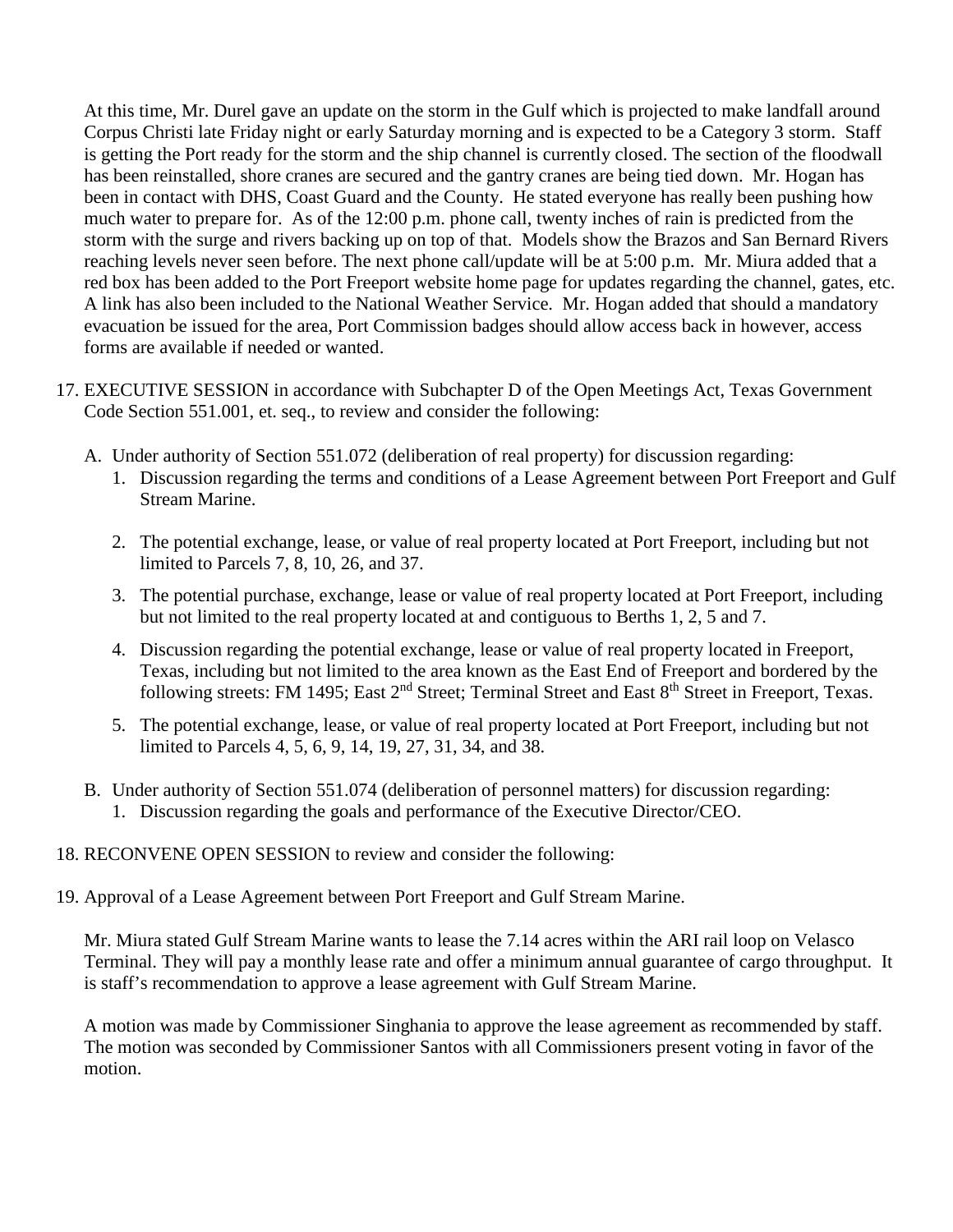At this time, Mr. Durel gave an update on the storm in the Gulf which is projected to make landfall around Corpus Christi late Friday night or early Saturday morning and is expected to be a Category 3 storm. Staff is getting the Port ready for the storm and the ship channel is currently closed. The section of the floodwall has been reinstalled, shore cranes are secured and the gantry cranes are being tied down. Mr. Hogan has been in contact with DHS, Coast Guard and the County. He stated everyone has really been pushing how much water to prepare for. As of the 12:00 p.m. phone call, twenty inches of rain is predicted from the storm with the surge and rivers backing up on top of that. Models show the Brazos and San Bernard Rivers reaching levels never seen before. The next phone call/update will be at 5:00 p.m. Mr. Miura added that a red box has been added to the Port Freeport website home page for updates regarding the channel, gates, etc. A link has also been included to the National Weather Service. Mr. Hogan added that should a mandatory evacuation be issued for the area, Port Commission badges should allow access back in however, access forms are available if needed or wanted.

17. EXECUTIVE SESSION in accordance with Subchapter D of the Open Meetings Act, Texas Government Code Section 551.001, et. seq., to review and consider the following:

    A. Under authority of Section 551.072 (deliberation of real property) for discussion regarding:
        1. Discussion regarding the terms and conditions of a Lease Agreement between Port Freeport and Gulf Stream Marine.

        2. The potential exchange, lease, or value of real property located at Port Freeport, including but not limited to Parcels 7, 8, 10, 26, and 37.

        3. The potential purchase, exchange, lease or value of real property located at Port Freeport, including but not limited to the real property located at and contiguous to Berths 1, 2, 5 and 7.

        4. Discussion regarding the potential exchange, lease or value of real property located in Freeport, Texas, including but not limited to the area known as the East End of Freeport and bordered by the following streets: FM 1495; East 2nd Street; Terminal Street and East 8th Street in Freeport, Texas.

        5. The potential exchange, lease, or value of real property located at Port Freeport, including but not limited to Parcels 4, 5, 6, 9, 14, 19, 27, 31, 34, and 38.

    B. Under authority of Section 551.074 (deliberation of personnel matters) for discussion regarding:
        1. Discussion regarding the goals and performance of the Executive Director/CEO.

18. RECONVENE OPEN SESSION to review and consider the following:

19. Approval of a Lease Agreement between Port Freeport and Gulf Stream Marine.

    Mr. Miura stated Gulf Stream Marine wants to lease the 7.14 acres within the ARI rail loop on Velasco Terminal. They will pay a monthly lease rate and offer a minimum annual guarantee of cargo throughput. It is staff's recommendation to approve a lease agreement with Gulf Stream Marine.

    A motion was made by Commissioner Singhania to approve the lease agreement as recommended by staff. The motion was seconded by Commissioner Santos with all Commissioners present voting in favor of the motion.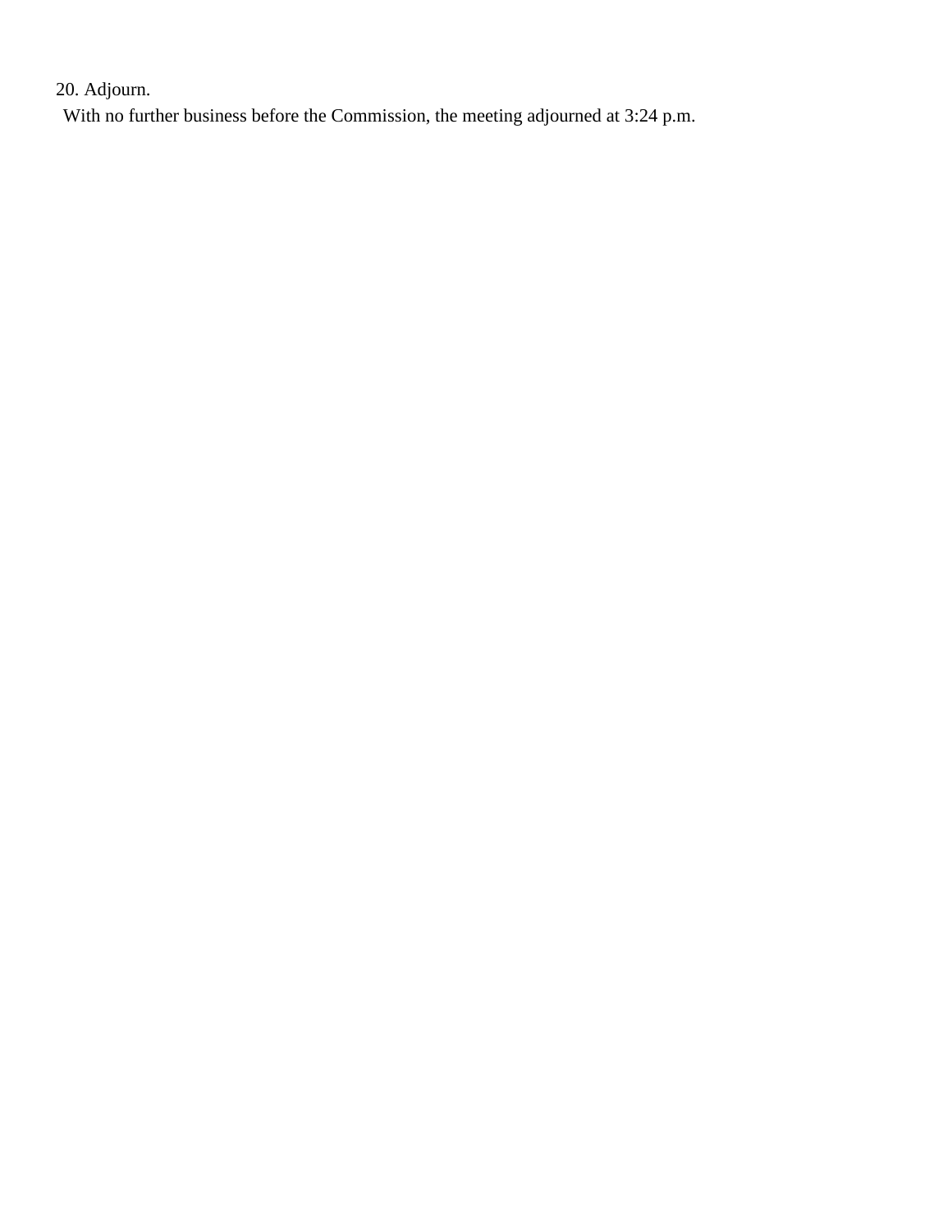20. Adjourn.

With no further business before the Commission, the meeting adjourned at 3:24 p.m.